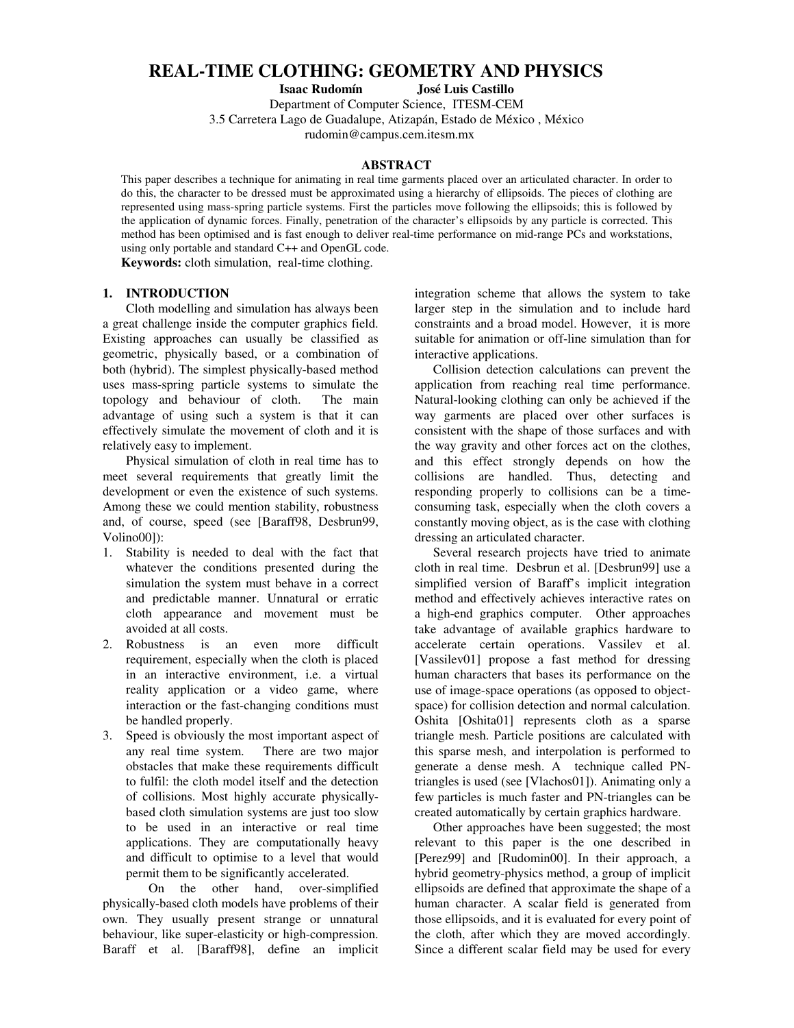# REAL-TIME CLOTHING: GEOMETRY AND PHYSICS

**Isaac Rudomín** **José Luis Castillo**

Department of Computer Science, ITESM-CEM
3.5 Carretera Lago de Guadalupe, Atizapán, Estado de México , México
rudomin@campus.cem.itesm.mx

## ABSTRACT

This paper describes a technique for animating in real time garments placed over an articulated character. In order to do this, the character to be dressed must be approximated using a hierarchy of ellipsoids. The pieces of clothing are represented using mass-spring particle systems. First the particles move following the ellipsoids; this is followed by the application of dynamic forces. Finally, penetration of the character's ellipsoids by any particle is corrected. This method has been optimised and is fast enough to deliver real-time performance on mid-range PCs and workstations, using only portable and standard C++ and OpenGL code.

**Keywords:** cloth simulation, real-time clothing.

## 1. INTRODUCTION

Cloth modelling and simulation has always been a great challenge inside the computer graphics field. Existing approaches can usually be classified as geometric, physically based, or a combination of both (hybrid). The simplest physically-based method uses mass-spring particle systems to simulate the topology and behaviour of cloth. The main advantage of using such a system is that it can effectively simulate the movement of cloth and it is relatively easy to implement.

Physical simulation of cloth in real time has to meet several requirements that greatly limit the development or even the existence of such systems. Among these we could mention stability, robustness and, of course, speed (see [Baraff98, Desbrun99, Volino00]):

1. Stability is needed to deal with the fact that whatever the conditions presented during the simulation the system must behave in a correct and predictable manner. Unnatural or erratic cloth appearance and movement must be avoided at all costs.
2. Robustness is an even more difficult requirement, especially when the cloth is placed in an interactive environment, i.e. a virtual reality application or a video game, where interaction or the fast-changing conditions must be handled properly.
3. Speed is obviously the most important aspect of any real time system. There are two major obstacles that make these requirements difficult to fulfil: the cloth model itself and the detection of collisions. Most highly accurate physically-based cloth simulation systems are just too slow to be used in an interactive or real time applications. They are computationally heavy and difficult to optimise to a level that would permit them to be significantly accelerated.

On the other hand, over-simplified physically-based cloth models have problems of their own. They usually present strange or unnatural behaviour, like super-elasticity or high-compression. Baraff et al. [Baraff98], define an implicit integration scheme that allows the system to take larger step in the simulation and to include hard constraints and a broad model. However, it is more suitable for animation or off-line simulation than for interactive applications.

Collision detection calculations can prevent the application from reaching real time performance. Natural-looking clothing can only be achieved if the way garments are placed over other surfaces is consistent with the shape of those surfaces and with the way gravity and other forces act on the clothes, and this effect strongly depends on how the collisions are handled. Thus, detecting and responding properly to collisions can be a time-consuming task, especially when the cloth covers a constantly moving object, as is the case with clothing dressing an articulated character.

Several research projects have tried to animate cloth in real time. Desbrun et al. [Desbrun99] use a simplified version of Baraff's implicit integration method and effectively achieves interactive rates on a high-end graphics computer. Other approaches take advantage of available graphics hardware to accelerate certain operations. Vassilev et al. [Vassilev01] propose a fast method for dressing human characters that bases its performance on the use of image-space operations (as opposed to object-space) for collision detection and normal calculation. Oshita [Oshita01] represents cloth as a sparse triangle mesh. Particle positions are calculated with this sparse mesh, and interpolation is performed to generate a dense mesh. A technique called PN-triangles is used (see [Vlachos01]). Animating only a few particles is much faster and PN-triangles can be created automatically by certain graphics hardware.

Other approaches have been suggested; the most relevant to this paper is the one described in [Perez99] and [Rudomin00]. In their approach, a hybrid geometry-physics method, a group of implicit ellipsoids are defined that approximate the shape of a human character. A scalar field is generated from those ellipsoids, and it is evaluated for every point of the cloth, after which they are moved accordingly. Since a different scalar field may be used for every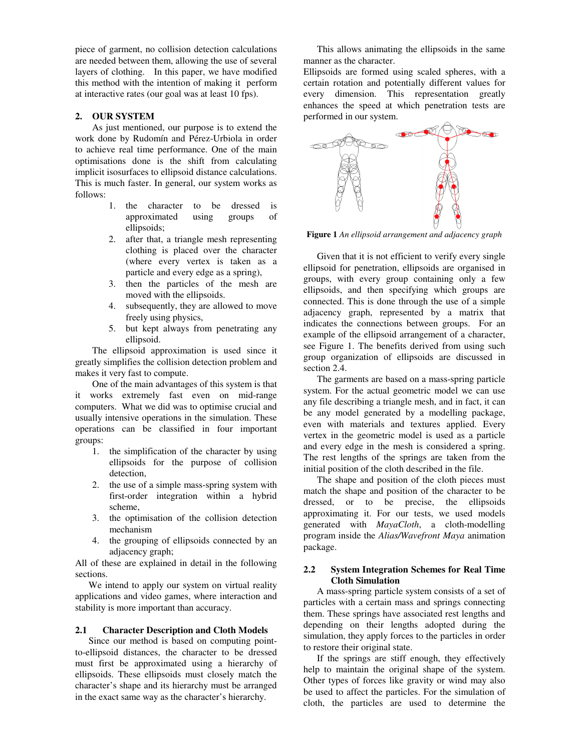piece of garment, no collision detection calculations are needed between them, allowing the use of several layers of clothing. In this paper, we have modified this method with the intention of making it perform at interactive rates (our goal was at least 10 fps).

## 2. OUR SYSTEM

As just mentioned, our purpose is to extend the work done by Rudomín and Pérez-Urbiola in order to achieve real time performance. One of the main optimisations done is the shift from calculating implicit isosurfaces to ellipsoid distance calculations. This is much faster. In general, our system works as follows:

1. the character to be dressed is approximated using groups of ellipsoids;
2. after that, a triangle mesh representing clothing is placed over the character (where every vertex is taken as a particle and every edge as a spring),
3. then the particles of the mesh are moved with the ellipsoids.
4. subsequently, they are allowed to move freely using physics,
5. but kept always from penetrating any ellipsoid.

The ellipsoid approximation is used since it greatly simplifies the collision detection problem and makes it very fast to compute.

One of the main advantages of this system is that it works extremely fast even on mid-range computers. What we did was to optimise crucial and usually intensive operations in the simulation. These operations can be classified in four important groups:

1. the simplification of the character by using ellipsoids for the purpose of collision detection,
2. the use of a simple mass-spring system with first-order integration within a hybrid scheme,
3. the optimisation of the collision detection mechanism
4. the grouping of ellipsoids connected by an adjacency graph;

All of these are explained in detail in the following sections.

We intend to apply our system on virtual reality applications and video games, where interaction and stability is more important than accuracy.

### 2.1 Character Description and Cloth Models

Since our method is based on computing point-to-ellipsoid distances, the character to be dressed must first be approximated using a hierarchy of ellipsoids. These ellipsoids must closely match the character's shape and its hierarchy must be arranged in the exact same way as the character's hierarchy.

This allows animating the ellipsoids in the same manner as the character.

Ellipsoids are formed using scaled spheres, with a certain rotation and potentially different values for every dimension. This representation greatly enhances the speed at which penetration tests are performed in our system.

**Figure 1** *An ellipsoid arrangement and adjacency graph*

Given that it is not efficient to verify every single ellipsoid for penetration, ellipsoids are organised in groups, with every group containing only a few ellipsoids, and then specifying which groups are connected. This is done through the use of a simple adjacency graph, represented by a matrix that indicates the connections between groups. For an example of the ellipsoid arrangement of a character, see Figure 1. The benefits derived from using such group organization of ellipsoids are discussed in section 2.4.

The garments are based on a mass-spring particle system. For the actual geometric model we can use any file describing a triangle mesh, and in fact, it can be any model generated by a modelling package, even with materials and textures applied. Every vertex in the geometric model is used as a particle and every edge in the mesh is considered a spring. The rest lengths of the springs are taken from the initial position of the cloth described in the file.

The shape and position of the cloth pieces must match the shape and position of the character to be dressed, or to be precise, the ellipsoids approximating it. For our tests, we used models generated with *MayaCloth*, a cloth-modelling program inside the *Alias/Wavefront Maya* animation package.

### 2.2 System Integration Schemes for Real Time Cloth Simulation

A mass-spring particle system consists of a set of particles with a certain mass and springs connecting them. These springs have associated rest lengths and depending on their lengths adopted during the simulation, they apply forces to the particles in order to restore their original state.

If the springs are stiff enough, they effectively help to maintain the original shape of the system. Other types of forces like gravity or wind may also be used to affect the particles. For the simulation of cloth, the particles are used to determine the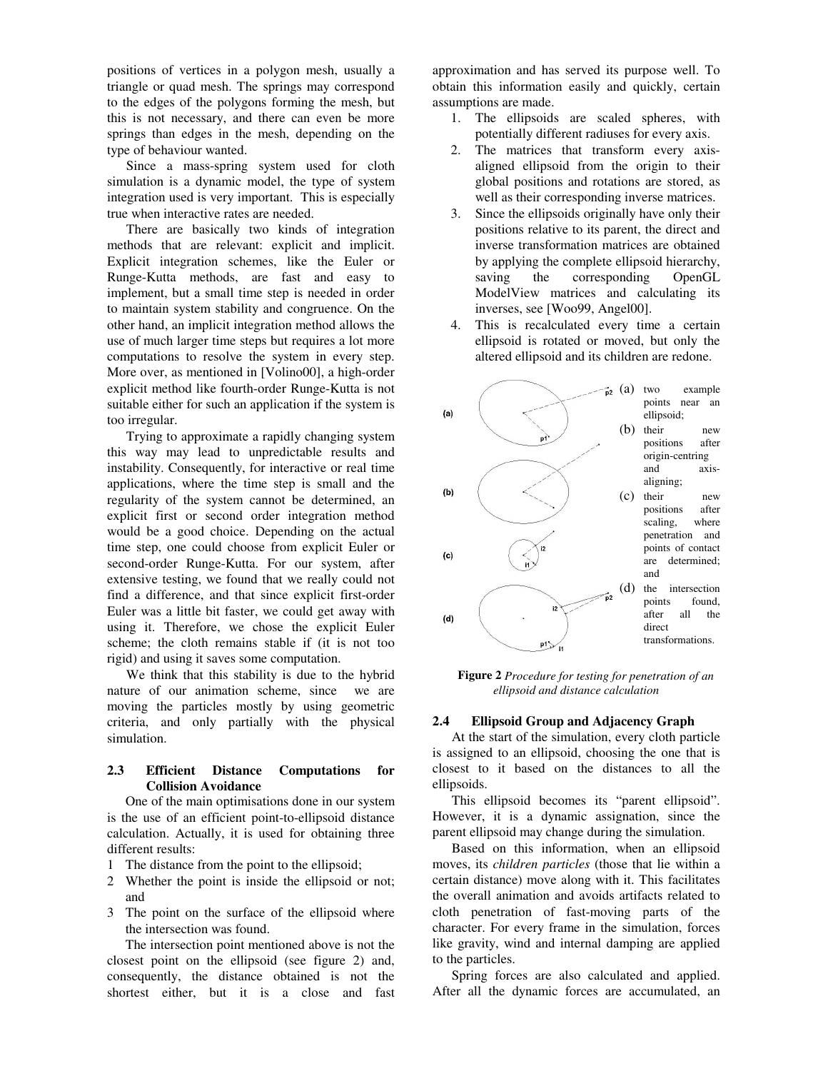positions of vertices in a polygon mesh, usually a triangle or quad mesh. The springs may correspond to the edges of the polygons forming the mesh, but this is not necessary, and there can even be more springs than edges in the mesh, depending on the type of behaviour wanted.

Since a mass-spring system used for cloth simulation is a dynamic model, the type of system integration used is very important. This is especially true when interactive rates are needed.

There are basically two kinds of integration methods that are relevant: explicit and implicit. Explicit integration schemes, like the Euler or Runge-Kutta methods, are fast and easy to implement, but a small time step is needed in order to maintain system stability and congruence. On the other hand, an implicit integration method allows the use of much larger time steps but requires a lot more computations to resolve the system in every step. More over, as mentioned in [Volino00], a high-order explicit method like fourth-order Runge-Kutta is not suitable either for such an application if the system is too irregular.

Trying to approximate a rapidly changing system this way may lead to unpredictable results and instability. Consequently, for interactive or real time applications, where the time step is small and the regularity of the system cannot be determined, an explicit first or second order integration method would be a good choice. Depending on the actual time step, one could choose from explicit Euler or second-order Runge-Kutta. For our system, after extensive testing, we found that we really could not find a difference, and that since explicit first-order Euler was a little bit faster, we could get away with using it. Therefore, we chose the explicit Euler scheme; the cloth remains stable if (it is not too rigid) and using it saves some computation.

We think that this stability is due to the hybrid nature of our animation scheme, since we are moving the particles mostly by using geometric criteria, and only partially with the physical simulation.

### 2.3 Efficient Distance Computations for Collision Avoidance

One of the main optimisations done in our system is the use of an efficient point-to-ellipsoid distance calculation. Actually, it is used for obtaining three different results:

1. The distance from the point to the ellipsoid;
2. Whether the point is inside the ellipsoid or not; and
3. The point on the surface of the ellipsoid where the intersection was found.

The intersection point mentioned above is not the closest point on the ellipsoid (see figure 2) and, consequently, the distance obtained is not the shortest either, but it is a close and fast approximation and has served its purpose well. To obtain this information easily and quickly, certain assumptions are made.

1. The ellipsoids are scaled spheres, with potentially different radiuses for every axis.
2. The matrices that transform every axis-aligned ellipsoid from the origin to their global positions and rotations are stored, as well as their corresponding inverse matrices.
3. Since the ellipsoids originally have only their positions relative to its parent, the direct and inverse transformation matrices are obtained by applying the complete ellipsoid hierarchy, saving the corresponding OpenGL ModelView matrices and calculating its inverses, see [Woo99, Angel00].
4. This is recalculated every time a certain ellipsoid is rotated or moved, but only the altered ellipsoid and its children are redone.

(a) two example points near an ellipsoid;
(b) their new positions after origin-centring and axis-aligning;
(c) their new positions after scaling, where penetration and points of contact are determined; and
(d) the intersection points found, after all the direct transformations.

**Figure 2** *Procedure for testing for penetration of an ellipsoid and distance calculation*

### 2.4 Ellipsoid Group and Adjacency Graph

At the start of the simulation, every cloth particle is assigned to an ellipsoid, choosing the one that is closest to it based on the distances to all the ellipsoids.

This ellipsoid becomes its "parent ellipsoid". However, it is a dynamic assignation, since the parent ellipsoid may change during the simulation.

Based on this information, when an ellipsoid moves, its *children particles* (those that lie within a certain distance) move along with it. This facilitates the overall animation and avoids artifacts related to cloth penetration of fast-moving parts of the character. For every frame in the simulation, forces like gravity, wind and internal damping are applied to the particles.

Spring forces are also calculated and applied. After all the dynamic forces are accumulated, an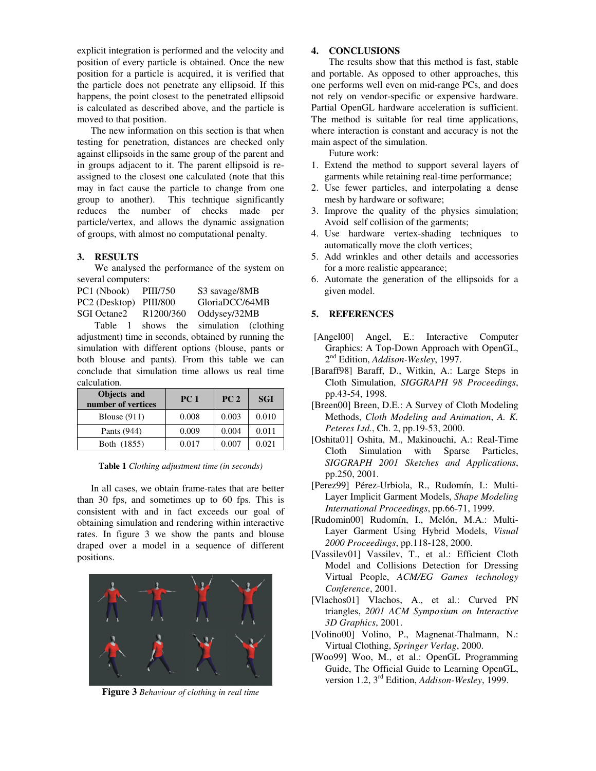explicit integration is performed and the velocity and position of every particle is obtained. Once the new position for a particle is acquired, it is verified that the particle does not penetrate any ellipsoid. If this happens, the point closest to the penetrated ellipsoid is calculated as described above, and the particle is moved to that position.

The new information on this section is that when testing for penetration, distances are checked only against ellipsoids in the same group of the parent and in groups adjacent to it. The parent ellipsoid is re-assigned to the closest one calculated (note that this may in fact cause the particle to change from one group to another). This technique significantly reduces the number of checks made per particle/vertex, and allows the dynamic assignation of groups, with almost no computational penalty.

## 3. RESULTS

We analysed the performance of the system on several computers:

| | | |
|---|---|---|
| PC1 (Nbook) | PIII/750 | S3 savage/8MB |
| PC2 (Desktop) | PIII/800 | GloriaDCC/64MB |
| SGI Octane2 | R1200/360 | Oddysey/32MB |

Table 1 shows the simulation (clothing adjustment) time in seconds, obtained by running the simulation with different options (blouse, pants or both blouse and pants). From this table we can conclude that simulation time allows us real time calculation.

| Objects and number of vertices | PC 1 | PC 2 | SGI |
|---|---|---|---|
| Blouse (911) | 0.008 | 0.003 | 0.010 |
| Pants (944) | 0.009 | 0.004 | 0.011 |
| Both (1855) | 0.017 | 0.007 | 0.021 |

**Table 1** *Clothing adjustment time (in seconds)*

In all cases, we obtain frame-rates that are better than 30 fps, and sometimes up to 60 fps. This is consistent with and in fact exceeds our goal of obtaining simulation and rendering within interactive rates. In figure 3 we show the pants and blouse draped over a model in a sequence of different positions.

**Figure 3** *Behaviour of clothing in real time*

## 4. CONCLUSIONS

The results show that this method is fast, stable and portable. As opposed to other approaches, this one performs well even on mid-range PCs, and does not rely on vendor-specific or expensive hardware. Partial OpenGL hardware acceleration is sufficient. The method is suitable for real time applications, where interaction is constant and accuracy is not the main aspect of the simulation.

Future work:

1. Extend the method to support several layers of garments while retaining real-time performance;
2. Use fewer particles, and interpolating a dense mesh by hardware or software;
3. Improve the quality of the physics simulation; Avoid self collision of the garments;
4. Use hardware vertex-shading techniques to automatically move the cloth vertices;
5. Add wrinkles and other details and accessories for a more realistic appearance;
6. Automate the generation of the ellipsoids for a given model.

## 5. REFERENCES

[Angel00] Angel, E.: Interactive Computer Graphics: A Top-Down Approach with OpenGL, 2nd Edition, *Addison-Wesley*, 1997.

[Baraff98] Baraff, D., Witkin, A.: Large Steps in Cloth Simulation, *SIGGRAPH 98 Proceedings*, pp.43-54, 1998.

[Breen00] Breen, D.E.: A Survey of Cloth Modeling Methods, *Cloth Modeling and Animation*, *A. K. Peteres Ltd.*, Ch. 2, pp.19-53, 2000.

[Oshita01] Oshita, M., Makinouchi, A.: Real-Time Cloth Simulation with Sparse Particles, *SIGGRAPH 2001 Sketches and Applications*, pp.250, 2001.

[Perez99] Pérez-Urbiola, R., Rudomín, I.: Multi-Layer Implicit Garment Models, *Shape Modeling International Proceedings*, pp.66-71, 1999.

[Rudomin00] Rudomín, I., Melón, M.A.: Multi-Layer Garment Using Hybrid Models, *Visual 2000 Proceedings*, pp.118-128, 2000.

[Vassilev01] Vassilev, T., et al.: Efficient Cloth Model and Collisions Detection for Dressing Virtual People, *ACM/EG Games technology Conference*, 2001.

[Vlachos01] Vlachos, A., et al.: Curved PN triangles, *2001 ACM Symposium on Interactive 3D Graphics*, 2001.

[Volino00] Volino, P., Magnenat-Thalmann, N.: Virtual Clothing, *Springer Verlag*, 2000.

[Woo99] Woo, M., et al.: OpenGL Programming Guide, The Official Guide to Learning OpenGL, version 1.2, 3rd Edition, *Addison-Wesley*, 1999.